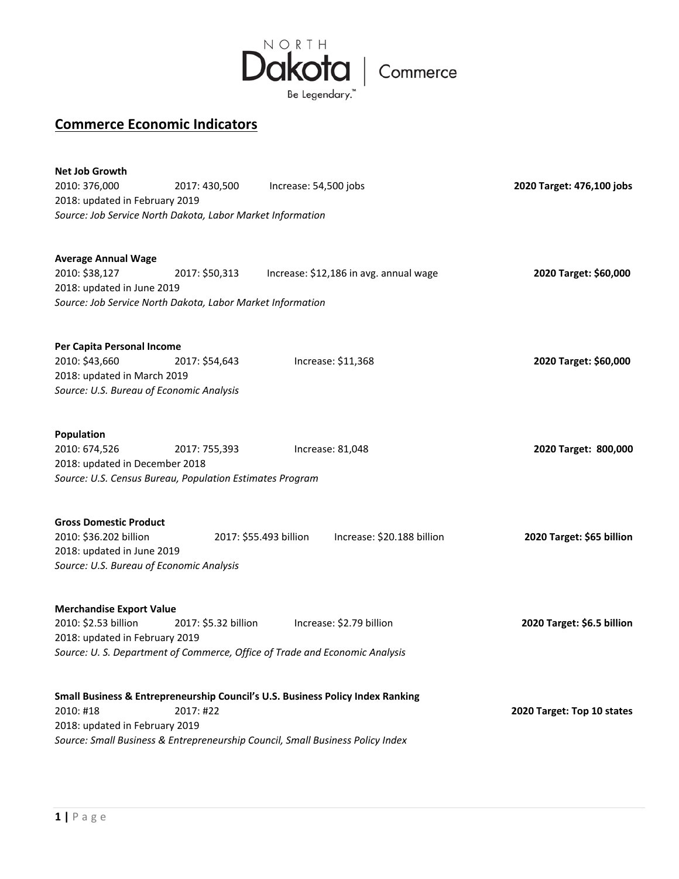## Commerce Economic Indicators

**Net Job Growth**
2010: 376,000 | 2017: 430,500 | Increase: 54,500 jobs | **2020 Target: 476,100 jobs**
2018: updated in February 2019
*Source: Job Service North Dakota, Labor Market Information*

**Average Annual Wage**
2010: $38,127 | 2017: $50,313 | Increase: $12,186 in avg. annual wage | **2020 Target: $60,000**
2018: updated in June 2019
*Source: Job Service North Dakota, Labor Market Information*

**Per Capita Personal Income**
2010: $43,660 | 2017: $54,643 | Increase: $11,368 | **2020 Target: $60,000**
2018: updated in March 2019
*Source: U.S. Bureau of Economic Analysis*

**Population**
2010: 674,526 | 2017: 755,393 | Increase: 81,048 | **2020 Target: 800,000**
2018: updated in December 2018
*Source: U.S. Census Bureau, Population Estimates Program*

**Gross Domestic Product**
2010: $36.202 billion | 2017: $55.493 billion | Increase: $20.188 billion | **2020 Target: $65 billion**
2018: updated in June 2019
*Source: U.S. Bureau of Economic Analysis*

**Merchandise Export Value**
2010: $2.53 billion | 2017: $5.32 billion | Increase: $2.79 billion | **2020 Target: $6.5 billion**
2018: updated in February 2019
*Source: U. S. Department of Commerce, Office of Trade and Economic Analysis*

**Small Business & Entrepreneurship Council's U.S. Business Policy Index Ranking**
2010: #18 | 2017: #22 | **2020 Target: Top 10 states**
2018: updated in February 2019
*Source: Small Business & Entrepreneurship Council, Small Business Policy Index*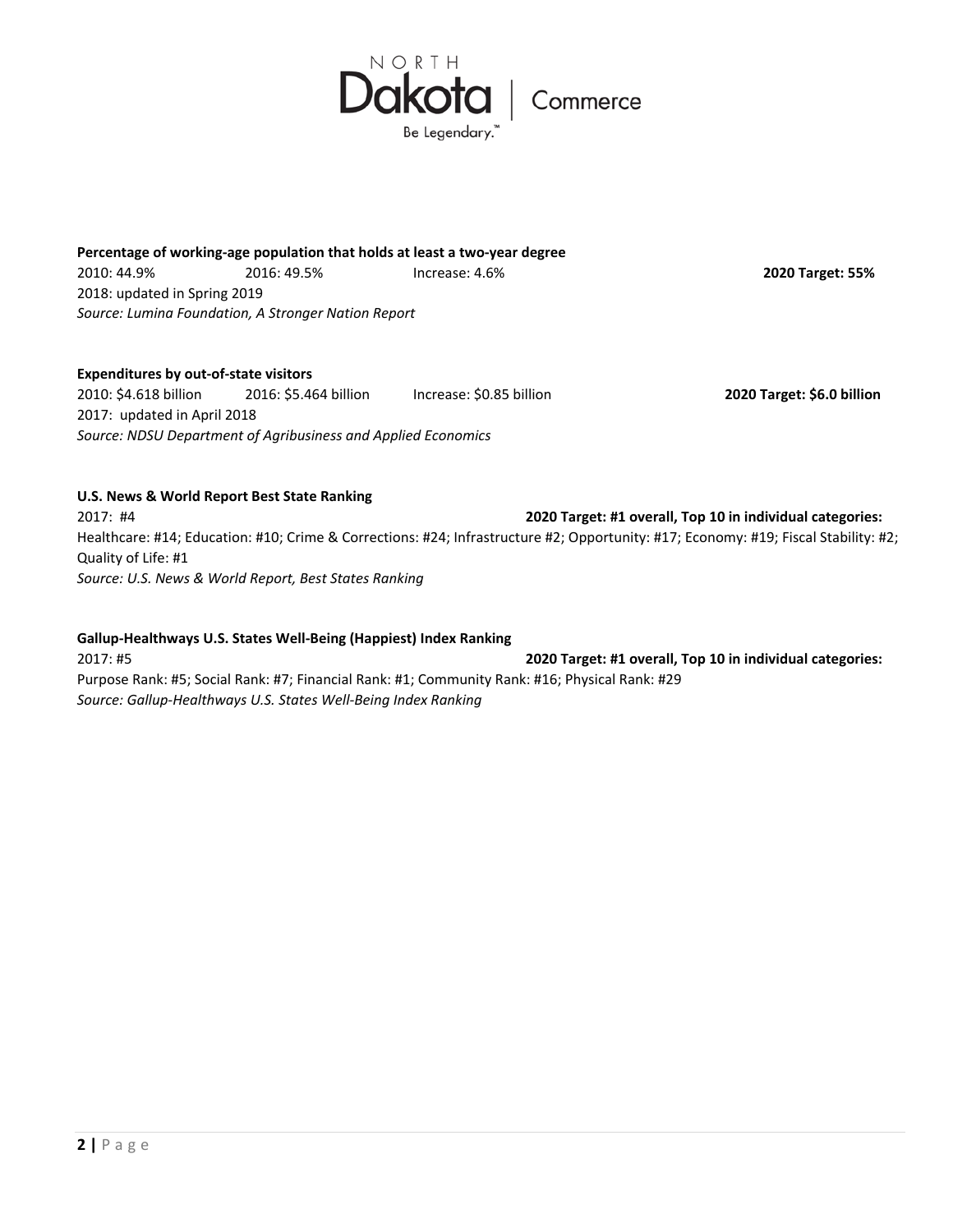**Percentage of working-age population that holds at least a two-year degree**

2010: 44.9% 2016: 49.5% Increase: 4.6% **2020 Target: 55%**

2018: updated in Spring 2019

*Source: Lumina Foundation, A Stronger Nation Report*

**Expenditures by out-of-state visitors**

2010: $4.618 billion 2016: $5.464 billion Increase: $0.85 billion **2020 Target: $6.0 billion**

2017: updated in April 2018

*Source: NDSU Department of Agribusiness and Applied Economics*

**U.S. News & World Report Best State Ranking**

2017: #4 **2020 Target: #1 overall, Top 10 in individual categories:**

Healthcare: #14; Education: #10; Crime & Corrections: #24; Infrastructure #2; Opportunity: #17; Economy: #19; Fiscal Stability: #2; Quality of Life: #1

*Source: U.S. News & World Report, Best States Ranking*

**Gallup-Healthways U.S. States Well-Being (Happiest) Index Ranking**

2017: #5 **2020 Target: #1 overall, Top 10 in individual categories:**

Purpose Rank: #5; Social Rank: #7; Financial Rank: #1; Community Rank: #16; Physical Rank: #29

*Source: Gallup-Healthways U.S. States Well-Being Index Ranking*